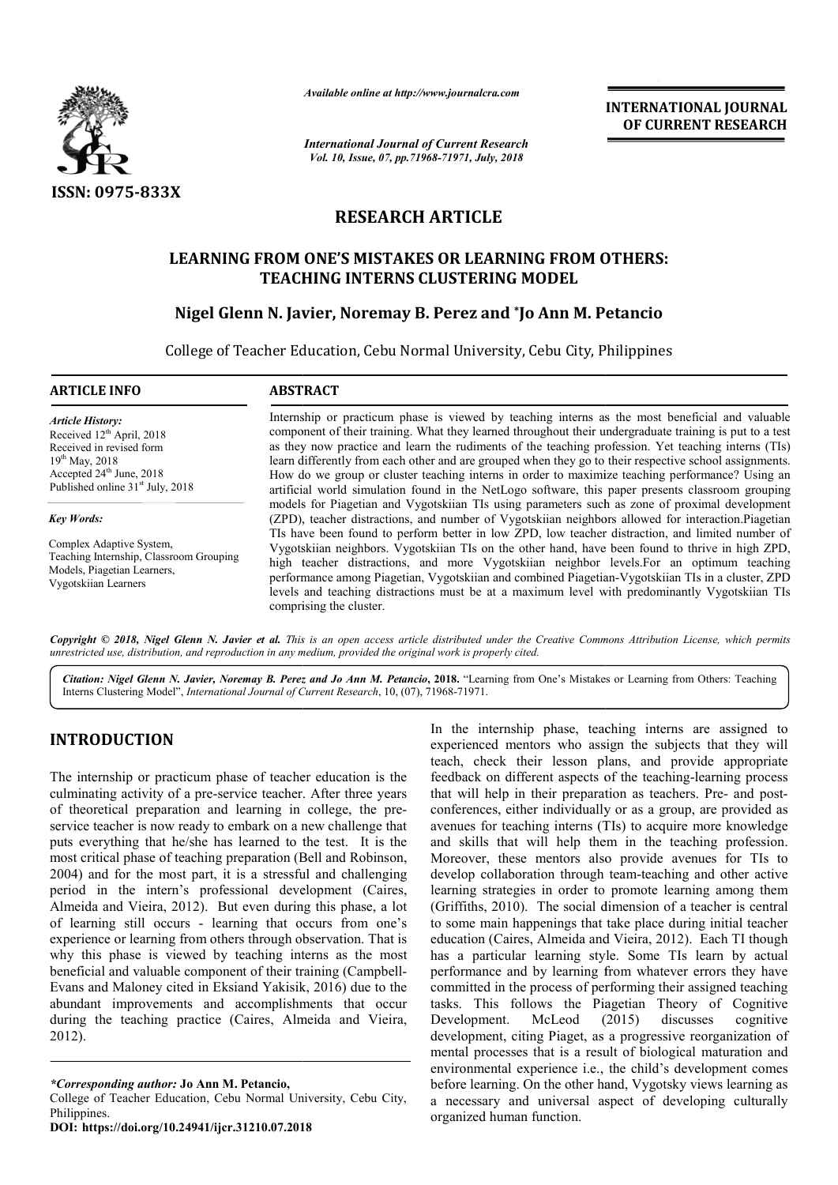*Available online at http://www.journalcra.com*

*International Journal of Current Research*
*Vol. 10, Issue, 07, pp.71968-71971, July, 2018*

ISSN: 0975-833X

**INTERNATIONAL JOURNAL OF CURRENT RESEARCH**

# RESEARCH ARTICLE

## LEARNING FROM ONE'S MISTAKES OR LEARNING FROM OTHERS: TEACHING INTERNS CLUSTERING MODEL

**Nigel Glenn N. Javier, Noremay B. Perez and *Jo Ann M. Petancio**

College of Teacher Education, Cebu Normal University, Cebu City, Philippines

**ARTICLE INFO**

*Article History:*
Received 12th April, 2018
Received in revised form
19th May, 2018
Accepted 24th June, 2018
Published online 31st July, 2018

*Key Words:*

Complex Adaptive System,
Teaching Internship, Classroom Grouping Models, Piagetian Learners,
Vygotskiian Learners

**ABSTRACT**

Internship or practicum phase is viewed by teaching interns as the most beneficial and valuable component of their training. What they learned throughout their undergraduate training is put to a test as they now practice and learn the rudiments of the teaching profession. Yet teaching interns (TIs) learn differently from each other and are grouped when they go to their respective school assignments. How do we group or cluster teaching interns in order to maximize teaching performance? Using an artificial world simulation found in the NetLogo software, this paper presents classroom grouping models for Piagetian and Vygotskiian TIs using parameters such as zone of proximal development (ZPD), teacher distractions, and number of Vygotskiian neighbors allowed for interaction.Piagetian TIs have been found to perform better in low ZPD, low teacher distraction, and limited number of Vygotskiian neighbors. Vygotskiian TIs on the other hand, have been found to thrive in high ZPD, high teacher distractions, and more Vygotskiian neighbor levels.For an optimum teaching performance among Piagetian, Vygotskiian and combined Piagetian-Vygotskiian TIs in a cluster, ZPD levels and teaching distractions must be at a maximum level with predominantly Vygotskiian TIs comprising the cluster.

*Copyright © 2018, Nigel Glenn N. Javier et al. This is an open access article distributed under the Creative Commons Attribution License, which permits unrestricted use, distribution, and reproduction in any medium, provided the original work is properly cited.*

**Citation: Nigel Glenn N. Javier, Noremay B. Perez and Jo Ann M. Petancio, 2018.** "Learning from One's Mistakes or Learning from Others: Teaching Interns Clustering Model", *International Journal of Current Research*, 10, (07), 71968-71971.

# INTRODUCTION

The internship or practicum phase of teacher education is the culminating activity of a pre-service teacher. After three years of theoretical preparation and learning in college, the pre-service teacher is now ready to embark on a new challenge that puts everything that he/she has learned to the test. It is the most critical phase of teaching preparation (Bell and Robinson, 2004) and for the most part, it is a stressful and challenging period in the intern's professional development (Caires, Almeida and Vieira, 2012). But even during this phase, a lot of learning still occurs - learning that occurs from one's experience or learning from others through observation. That is why this phase is viewed by teaching interns as the most beneficial and valuable component of their training (Campbell-Evans and Maloney cited in Eksiand Yakisik, 2016) due to the abundant improvements and accomplishments that occur during the teaching practice (Caires, Almeida and Vieira, 2012).

In the internship phase, teaching interns are assigned to experienced mentors who assign the subjects that they will teach, check their lesson plans, and provide appropriate feedback on different aspects of the teaching-learning process that will help in their preparation as teachers. Pre- and post-conferences, either individually or as a group, are provided as avenues for teaching interns (TIs) to acquire more knowledge and skills that will help them in the teaching profession. Moreover, these mentors also provide avenues for TIs to develop collaboration through team-teaching and other active learning strategies in order to promote learning among them (Griffiths, 2010). The social dimension of a teacher is central to some main happenings that take place during initial teacher education (Caires, Almeida and Vieira, 2012). Each TI though has a particular learning style. Some TIs learn by actual performance and by learning from whatever errors they have committed in the process of performing their assigned teaching tasks. This follows the Piagetian Theory of Cognitive Development. McLeod (2015) discusses cognitive development, citing Piaget, as a progressive reorganization of mental processes that is a result of biological maturation and environmental experience i.e., the child's development comes before learning. On the other hand, Vygotsky views learning as a necessary and universal aspect of developing culturally organized human function.

***Corresponding author:** Jo Ann M. Petancio,
College of Teacher Education, Cebu Normal University, Cebu City, Philippines.
**DOI: https://doi.org/10.24941/ijcr.31210.07.2018**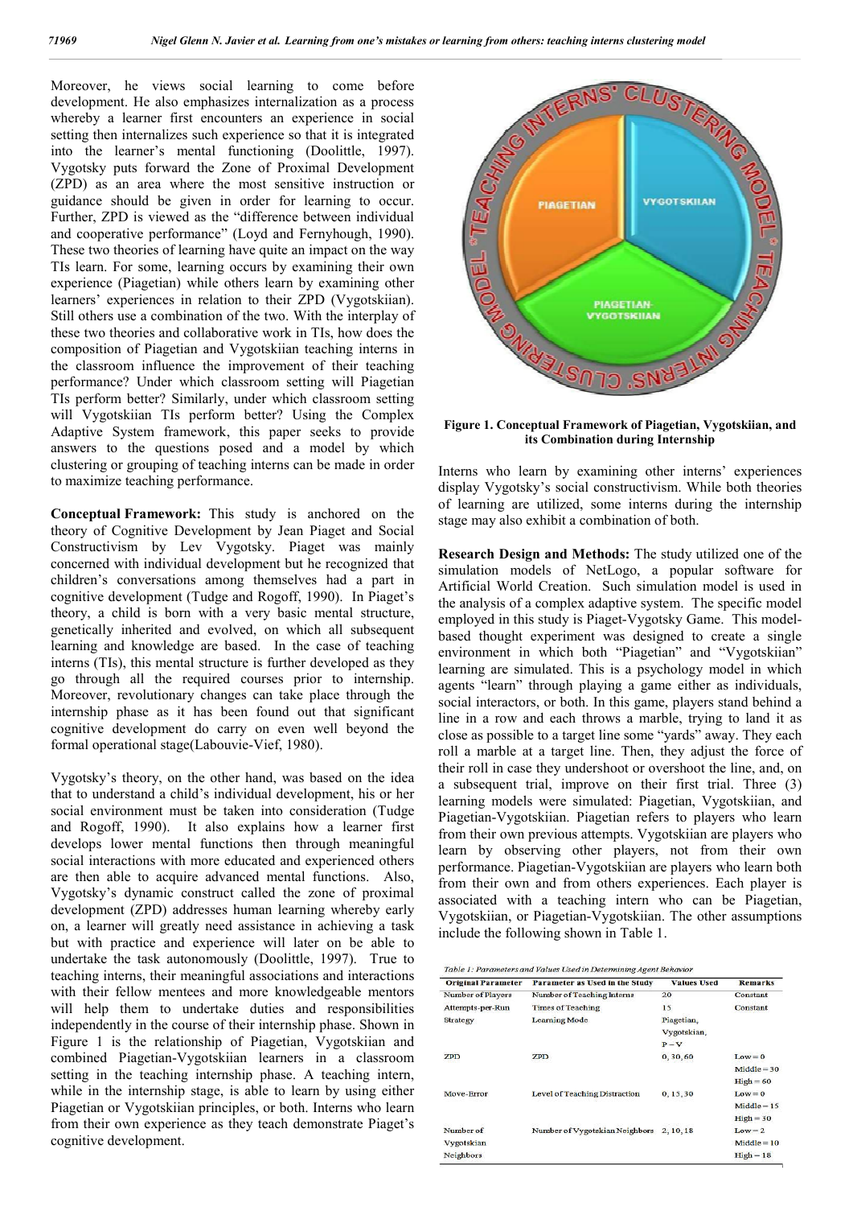Moreover, he views social learning to come before development. He also emphasizes internalization as a process whereby a learner first encounters an experience in social setting then internalizes such experience so that it is integrated into the learner's mental functioning (Doolittle, 1997). Vygotsky puts forward the Zone of Proximal Development (ZPD) as an area where the most sensitive instruction or guidance should be given in order for learning to occur. Further, ZPD is viewed as the "difference between individual and cooperative performance" (Loyd and Fernyhough, 1990). These two theories of learning have quite an impact on the way TIs learn. For some, learning occurs by examining their own experience (Piagetian) while others learn by examining other learners' experiences in relation to their ZPD (Vygotskiian). Still others use a combination of the two. With the interplay of these two theories and collaborative work in TIs, how does the composition of Piagetian and Vygotskiian teaching interns in the classroom influence the improvement of their teaching performance? Under which classroom setting will Piagetian TIs perform better? Similarly, under which classroom setting will Vygotskiian TIs perform better? Using the Complex Adaptive System framework, this paper seeks to provide answers to the questions posed and a model by which clustering or grouping of teaching interns can be made in order to maximize teaching performance.

**Conceptual Framework:** This study is anchored on the theory of Cognitive Development by Jean Piaget and Social Constructivism by Lev Vygotsky. Piaget was mainly concerned with individual development but he recognized that children's conversations among themselves had a part in cognitive development (Tudge and Rogoff, 1990). In Piaget's theory, a child is born with a very basic mental structure, genetically inherited and evolved, on which all subsequent learning and knowledge are based. In the case of teaching interns (TIs), this mental structure is further developed as they go through all the required courses prior to internship. Moreover, revolutionary changes can take place through the internship phase as it has been found out that significant cognitive development do carry on even well beyond the formal operational stage(Labouvie-Vief, 1980).

Vygotsky's theory, on the other hand, was based on the idea that to understand a child's individual development, his or her social environment must be taken into consideration (Tudge and Rogoff, 1990). It also explains how a learner first develops lower mental functions then through meaningful social interactions with more educated and experienced others are then able to acquire advanced mental functions. Also, Vygotsky's dynamic construct called the zone of proximal development (ZPD) addresses human learning whereby early on, a learner will greatly need assistance in achieving a task but with practice and experience will later on be able to undertake the task autonomously (Doolittle, 1997). True to teaching interns, their meaningful associations and interactions with their fellow mentees and more knowledgeable mentors will help them to undertake duties and responsibilities independently in the course of their internship phase. Shown in Figure 1 is the relationship of Piagetian, Vygotskiian and combined Piagetian-Vygotskiian learners in a classroom setting in the teaching internship phase. A teaching intern, while in the internship stage, is able to learn by using either Piagetian or Vygotskiian principles, or both. Interns who learn from their own experience as they teach demonstrate Piaget's cognitive development.

TEACHING INTERNS' CLUSTERING MODEL

PIAGETIAN

VYGOTSKIIAN

PIAGETIAN-VYGOTSKIIAN

**Figure 1. Conceptual Framework of Piagetian, Vygotskiian, and its Combination during Internship**

Interns who learn by examining other interns' experiences display Vygotsky's social constructivism. While both theories of learning are utilized, some interns during the internship stage may also exhibit a combination of both.

**Research Design and Methods:** The study utilized one of the simulation models of NetLogo, a popular software for Artificial World Creation. Such simulation model is used in the analysis of a complex adaptive system. The specific model employed in this study is Piaget-Vygotsky Game. This model-based thought experiment was designed to create a single environment in which both "Piagetian" and "Vygotskiian" learning are simulated. This is a psychology model in which agents "learn" through playing a game either as individuals, social interactors, or both. In this game, players stand behind a line in a row and each throws a marble, trying to land it as close as possible to a target line some "yards" away. They each roll a marble at a target line. Then, they adjust the force of their roll in case they undershoot or overshoot the line, and, on a subsequent trial, improve on their first trial. Three (3) learning models were simulated: Piagetian, Vygotskiian, and Piagetian-Vygotskiian. Piagetian refers to players who learn from their own previous attempts. Vygotskiian are players who learn by observing other players, not from their own performance. Piagetian-Vygotskiian are players who learn both from their own and from others experiences. Each player is associated with a teaching intern who can be Piagetian, Vygotskiian, or Piagetian-Vygotskiian. The other assumptions include the following shown in Table 1.

*Table 1: Parameters and Values Used in Determining Agent Behavior*

| Original Parameter | Parameter as Used in the Study | Values Used | Remarks |
|---|---|---|---|
| Number of Players | Number of Teaching Interns | 20 | Constant |
| Attempts-per-Run | Times of Teaching | 15 | Constant |
| Strategy | Learning Mode | Piagetian, Vygotskian, P – V | |
| ZPD | ZPD | 0, 30, 60 | Low = 0<br>Middle = 30<br>High = 60 |
| Move-Error | Level of Teaching Distraction | 0, 15, 30 | Low = 0<br>Middle = 15<br>High = 30 |
| Number of Vygotskian Neighbors | Number of Vygotskian Neighbors | 2, 10, 18 | Low = 2<br>Middle = 10<br>High = 18 |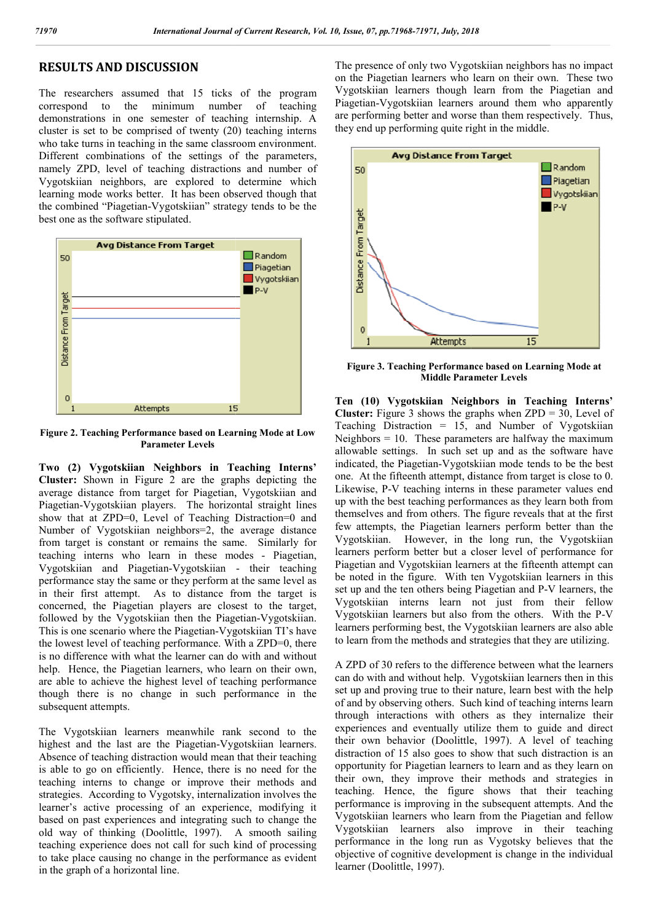## RESULTS AND DISCUSSION

The researchers assumed that 15 ticks of the program correspond to the minimum number of teaching demonstrations in one semester of teaching internship. A cluster is set to be comprised of twenty (20) teaching interns who take turns in teaching in the same classroom environment. Different combinations of the settings of the parameters, namely ZPD, level of teaching distractions and number of Vygotskiian neighbors, are explored to determine which learning mode works better. It has been observed though that the combined "Piagetian-Vygotskiian" strategy tends to be the best one as the software stipulated.

Avg Distance From Target

50

0

Distance From Target

1 Attempts 15

Random
Piagetian
Vygotskiian
P-V

**Figure 2. Teaching Performance based on Learning Mode at Low Parameter Levels**

**Two (2) Vygotskiian Neighbors in Teaching Interns' Cluster:** Shown in Figure 2 are the graphs depicting the average distance from target for Piagetian, Vygotskiian and Piagetian-Vygotskiian players. The horizontal straight lines show that at ZPD=0, Level of Teaching Distraction=0 and Number of Vygotskiian neighbors=2, the average distance from target is constant or remains the same. Similarly for teaching interns who learn in these modes - Piagetian, Vygotskiian and Piagetian-Vygotskiian - their teaching performance stay the same or they perform at the same level as in their first attempt. As to distance from the target is concerned, the Piagetian players are closest to the target, followed by the Vygotskiian then the Piagetian-Vygotskiian. This is one scenario where the Piagetian-Vygotskiian TI's have the lowest level of teaching performance. With a ZPD=0, there is no difference with what the learner can do with and without help. Hence, the Piagetian learners, who learn on their own, are able to achieve the highest level of teaching performance though there is no change in such performance in the subsequent attempts.

The Vygotskiian learners meanwhile rank second to the highest and the last are the Piagetian-Vygotskiian learners. Absence of teaching distraction would mean that their teaching is able to go on efficiently. Hence, there is no need for the teaching interns to change or improve their methods and strategies. According to Vygotsky, internalization involves the learner's active processing of an experience, modifying it based on past experiences and integrating such to change the old way of thinking (Doolittle, 1997). A smooth sailing teaching experience does not call for such kind of processing to take place causing no change in the performance as evident in the graph of a horizontal line.

The presence of only two Vygotskiian neighbors has no impact on the Piagetian learners who learn on their own. These two Vygotskiian learners though learn from the Piagetian and Piagetian-Vygotskiian learners around them who apparently are performing better and worse than them respectively. Thus, they end up performing quite right in the middle.

Avg Distance From Target

50

0

Distance From Target

1 Attempts 15

Random
Piagetian
Vygotskiian
P-V

**Figure 3. Teaching Performance based on Learning Mode at Middle Parameter Levels**

**Ten (10) Vygotskiian Neighbors in Teaching Interns' Cluster:** Figure 3 shows the graphs when ZPD = 30, Level of Teaching Distraction = 15, and Number of Vygotskiian Neighbors = 10. These parameters are halfway the maximum allowable settings. In such set up and as the software have indicated, the Piagetian-Vygotskiian mode tends to be the best one. At the fifteenth attempt, distance from target is close to 0. Likewise, P-V teaching interns in these parameter values end up with the best teaching performances as they learn both from themselves and from others. The figure reveals that at the first few attempts, the Piagetian learners perform better than the Vygotskiian. However, in the long run, the Vygotskiian learners perform better but a closer level of performance for Piagetian and Vygotskiian learners at the fifteenth attempt can be noted in the figure. With ten Vygotskiian learners in this set up and the ten others being Piagetian and P-V learners, the Vygotskiian interns learn not just from their fellow Vygotskiian learners but also from the others. With the P-V learners performing best, the Vygotskiian learners are also able to learn from the methods and strategies that they are utilizing.

A ZPD of 30 refers to the difference between what the learners can do with and without help. Vygotskiian learners then in this set up and proving true to their nature, learn best with the help of and by observing others. Such kind of teaching interns learn through interactions with others as they internalize their experiences and eventually utilize them to guide and direct their own behavior (Doolittle, 1997). A level of teaching distraction of 15 also goes to show that such distraction is an opportunity for Piagetian learners to learn and as they learn on their own, they improve their methods and strategies in teaching. Hence, the figure shows that their teaching performance is improving in the subsequent attempts. And the Vygotskiian learners who learn from the Piagetian and fellow Vygotskiian learners also improve in their teaching performance in the long run as Vygotsky believes that the objective of cognitive development is change in the individual learner (Doolittle, 1997).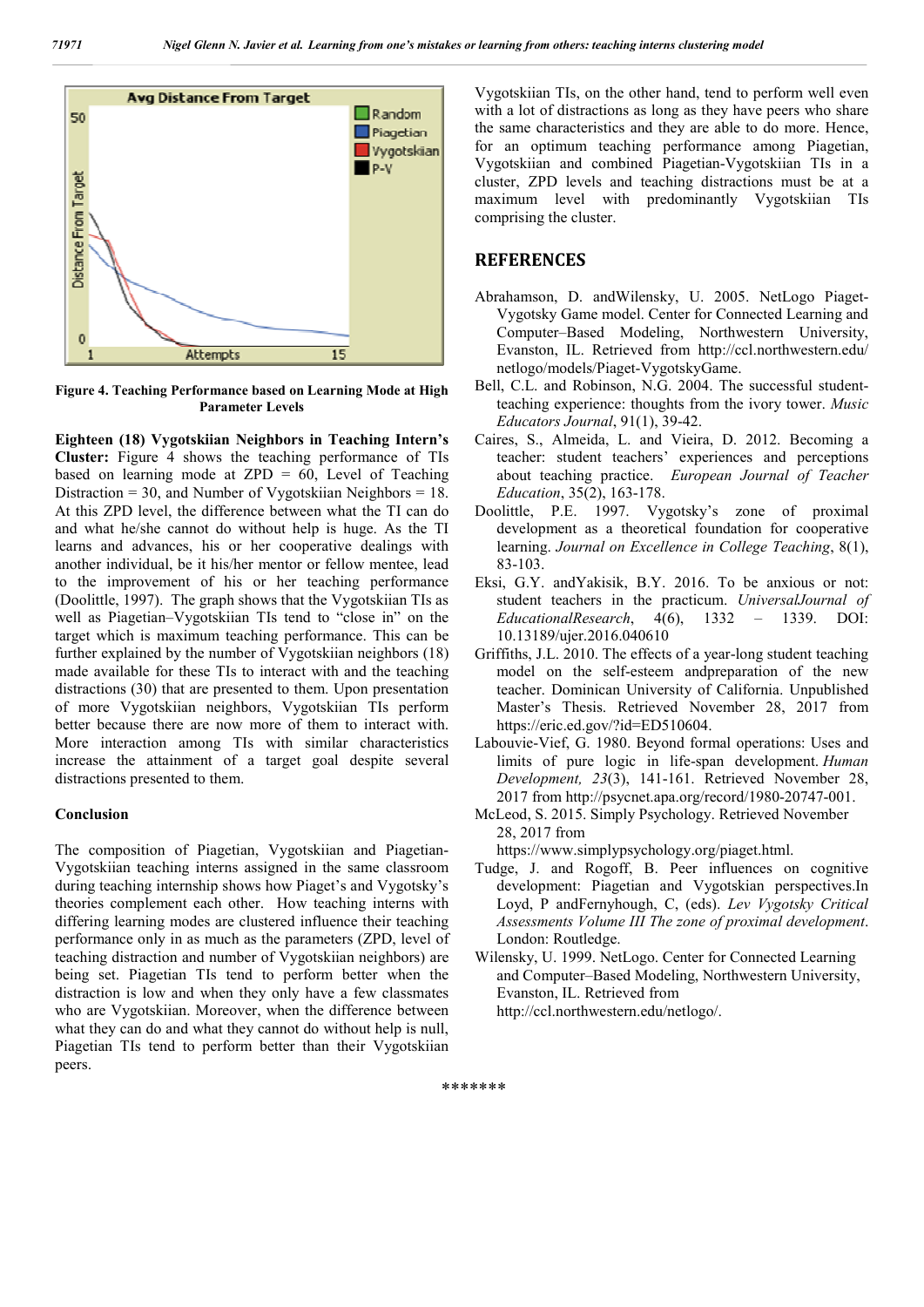Avg Distance From Target

50

Distance From Target

0

1

Attempts

15

Random

Piagetian

Vygotskiian

P-V

Figure 4. Teaching Performance based on Learning Mode at High Parameter Levels

**Eighteen (18) Vygotskiian Neighbors in Teaching Intern's Cluster:** Figure 4 shows the teaching performance of TIs based on learning mode at ZPD = 60, Level of Teaching Distraction = 30, and Number of Vygotskiian Neighbors = 18. At this ZPD level, the difference between what the TI can do and what he/she cannot do without help is huge. As the TI learns and advances, his or her cooperative dealings with another individual, be it his/her mentor or fellow mentee, lead to the improvement of his or her teaching performance (Doolittle, 1997). The graph shows that the Vygotskiian TIs as well as Piagetian–Vygotskiian TIs tend to "close in" on the target which is maximum teaching performance. This can be further explained by the number of Vygotskiian neighbors (18) made available for these TIs to interact with and the teaching distractions (30) that are presented to them. Upon presentation of more Vygotskiian neighbors, Vygotskiian TIs perform better because there are now more of them to interact with. More interaction among TIs with similar characteristics increase the attainment of a target goal despite several distractions presented to them.

### Conclusion

The composition of Piagetian, Vygotskiian and Piagetian-Vygotskiian teaching interns assigned in the same classroom during teaching internship shows how Piaget's and Vygotsky's theories complement each other. How teaching interns with differing learning modes are clustered influence their teaching performance only in as much as the parameters (ZPD, level of teaching distraction and number of Vygotskiian neighbors) are being set. Piagetian TIs tend to perform better when the distraction is low and when they only have a few classmates who are Vygotskiian. Moreover, when the difference between what they can do and what they cannot do without help is null, Piagetian TIs tend to perform better than their Vygotskiian peers. Vygotskiian TIs, on the other hand, tend to perform well even with a lot of distractions as long as they have peers who share the same characteristics and they are able to do more. Hence, for an optimum teaching performance among Piagetian, Vygotskiian and combined Piagetian-Vygotskiian TIs in a cluster, ZPD levels and teaching distractions must be at a maximum level with predominantly Vygotskiian TIs comprising the cluster.

## REFERENCES

- Abrahamson, D. andWilensky, U. 2005. NetLogo Piaget-Vygotsky Game model. Center for Connected Learning and Computer–Based Modeling, Northwestern University, Evanston, IL. Retrieved from http://ccl.northwestern.edu/netlogo/models/Piaget-VygotskyGame.
- Bell, C.L. and Robinson, N.G. 2004. The successful student-teaching experience: thoughts from the ivory tower. *Music Educators Journal*, 91(1), 39-42.
- Caires, S., Almeida, L. and Vieira, D. 2012. Becoming a teacher: student teachers' experiences and perceptions about teaching practice. *European Journal of Teacher Education*, 35(2), 163-178.
- Doolittle, P.E. 1997. Vygotsky's zone of proximal development as a theoretical foundation for cooperative learning. *Journal on Excellence in College Teaching*, 8(1), 83-103.
- Eksi, G.Y. andYakisik, B.Y. 2016. To be anxious or not: student teachers in the practicum. *UniversalJournal of EducationalResearch*, 4(6), 1332 – 1339. DOI: 10.13189/ujer.2016.040610
- Griffiths, J.L. 2010. The effects of a year-long student teaching model on the self-esteem andpreparation of the new teacher. Dominican University of California. Unpublished Master's Thesis. Retrieved November 28, 2017 from https://eric.ed.gov/?id=ED510604.
- Labouvie-Vief, G. 1980. Beyond formal operations: Uses and limits of pure logic in life-span development. *Human Development, 23*(3), 141-161. Retrieved November 28, 2017 from http://psycnet.apa.org/record/1980-20747-001.
- McLeod, S. 2015. Simply Psychology. Retrieved November 28, 2017 from https://www.simplypsychology.org/piaget.html.
- Tudge, J. and Rogoff, B. Peer influences on cognitive development: Piagetian and Vygotskian perspectives.In Loyd, P andFernyhough, C, (eds). *Lev Vygotsky Critical Assessments Volume III The zone of proximal development*. London: Routledge.
- Wilensky, U. 1999. NetLogo. Center for Connected Learning and Computer–Based Modeling, Northwestern University, Evanston, IL. Retrieved from http://ccl.northwestern.edu/netlogo/.

*******